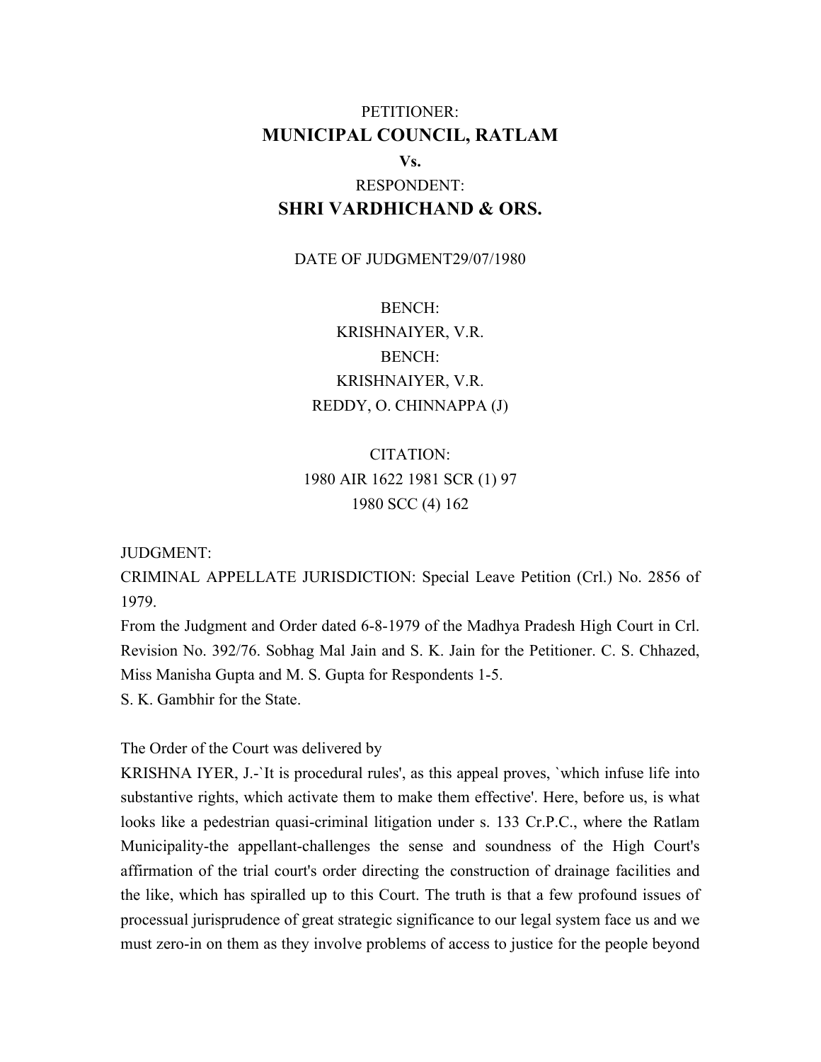PETITIONER:

**MUNICIPAL COUNCIL, RATLAM**

**Vs.**

RESPONDENT:

**SHRI VARDHICHAND & ORS.**

DATE OF JUDGMENT29/07/1980

BENCH:
KRISHNAIYER, V.R.
BENCH:
KRISHNAIYER, V.R.
REDDY, O. CHINNAPPA (J)

CITATION:
1980 AIR 1622 1981 SCR (1) 97
1980 SCC (4) 162

JUDGMENT:

CRIMINAL APPELLATE JURISDICTION: Special Leave Petition (Crl.) No. 2856 of 1979.

From the Judgment and Order dated 6-8-1979 of the Madhya Pradesh High Court in Crl. Revision No. 392/76. Sobhag Mal Jain and S. K. Jain for the Petitioner. C. S. Chhazed, Miss Manisha Gupta and M. S. Gupta for Respondents 1-5.

S. K. Gambhir for the State.

The Order of the Court was delivered by

KRISHNA IYER, J.-`It is procedural rules', as this appeal proves, `which infuse life into substantive rights, which activate them to make them effective'. Here, before us, is what looks like a pedestrian quasi-criminal litigation under s. 133 Cr.P.C., where the Ratlam Municipality-the appellant-challenges the sense and soundness of the High Court's affirmation of the trial court's order directing the construction of drainage facilities and the like, which has spiralled up to this Court. The truth is that a few profound issues of processual jurisprudence of great strategic significance to our legal system face us and we must zero-in on them as they involve problems of access to justice for the people beyond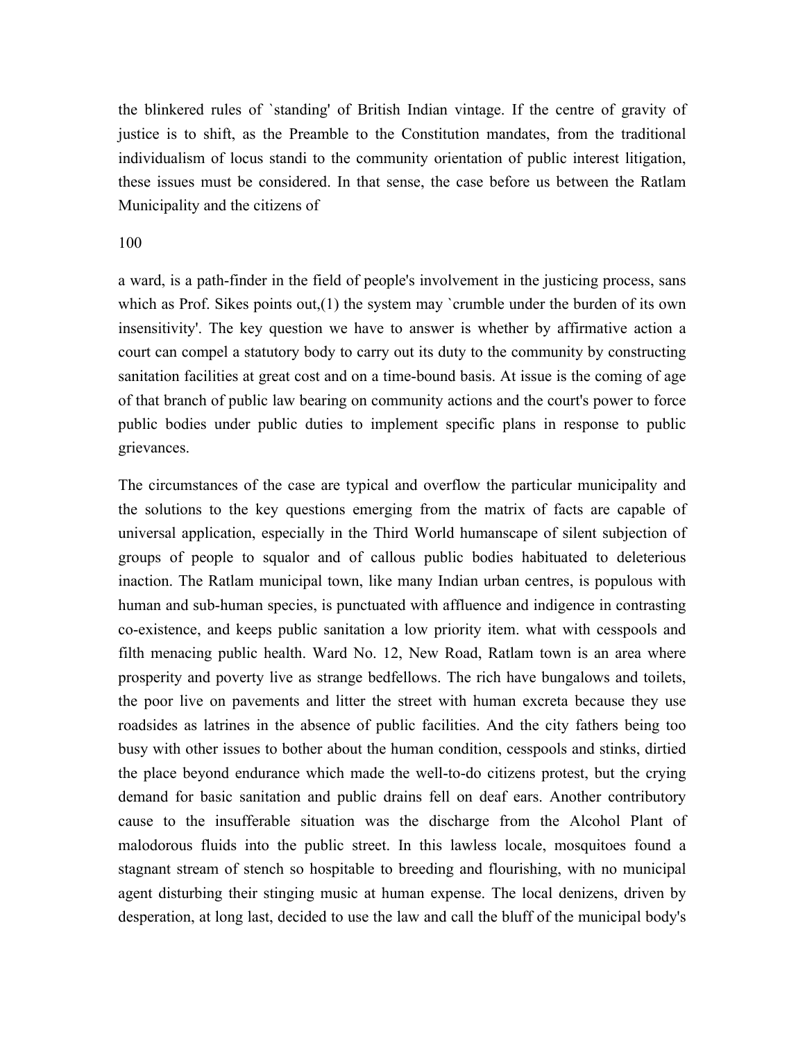the blinkered rules of `standing' of British Indian vintage. If the centre of gravity of justice is to shift, as the Preamble to the Constitution mandates, from the traditional individualism of locus standi to the community orientation of public interest litigation, these issues must be considered. In that sense, the case before us between the Ratlam Municipality and the citizens of

a ward, is a path-finder in the field of people's involvement in the justicing process, sans which as Prof. Sikes points out,(1) the system may `crumble under the burden of its own insensitivity'. The key question we have to answer is whether by affirmative action a court can compel a statutory body to carry out its duty to the community by constructing sanitation facilities at great cost and on a time-bound basis. At issue is the coming of age of that branch of public law bearing on community actions and the court's power to force public bodies under public duties to implement specific plans in response to public grievances.

The circumstances of the case are typical and overflow the particular municipality and the solutions to the key questions emerging from the matrix of facts are capable of universal application, especially in the Third World humanscape of silent subjection of groups of people to squalor and of callous public bodies habituated to deleterious inaction. The Ratlam municipal town, like many Indian urban centres, is populous with human and sub-human species, is punctuated with affluence and indigence in contrasting co-existence, and keeps public sanitation a low priority item. what with cesspools and filth menacing public health. Ward No. 12, New Road, Ratlam town is an area where prosperity and poverty live as strange bedfellows. The rich have bungalows and toilets, the poor live on pavements and litter the street with human excreta because they use roadsides as latrines in the absence of public facilities. And the city fathers being too busy with other issues to bother about the human condition, cesspools and stinks, dirtied the place beyond endurance which made the well-to-do citizens protest, but the crying demand for basic sanitation and public drains fell on deaf ears. Another contributory cause to the insufferable situation was the discharge from the Alcohol Plant of malodorous fluids into the public street. In this lawless locale, mosquitoes found a stagnant stream of stench so hospitable to breeding and flourishing, with no municipal agent disturbing their stinging music at human expense. The local denizens, driven by desperation, at long last, decided to use the law and call the bluff of the municipal body's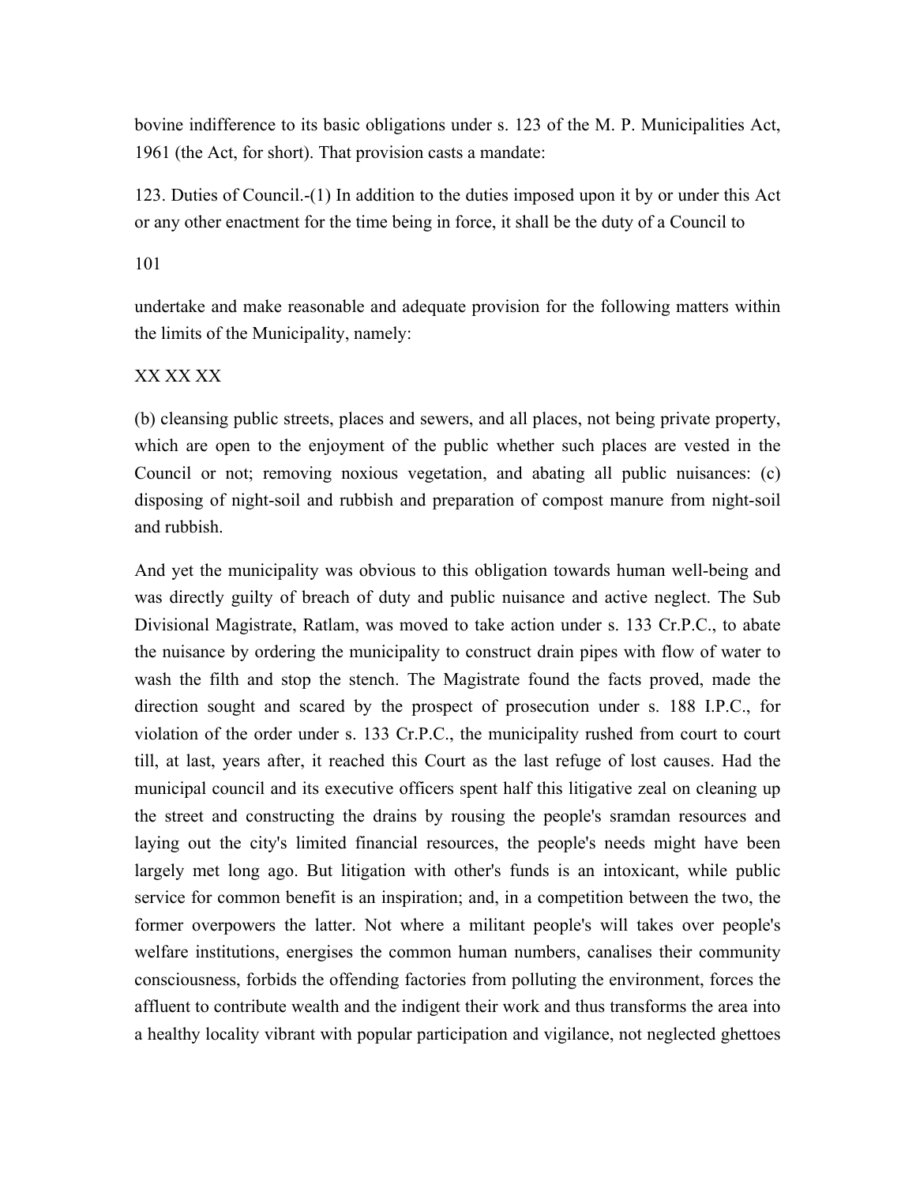bovine indifference to its basic obligations under s. 123 of the M. P. Municipalities Act, 1961 (the Act, for short). That provision casts a mandate:

123. Duties of Council.-(1) In addition to the duties imposed upon it by or under this Act or any other enactment for the time being in force, it shall be the duty of a Council to

101

undertake and make reasonable and adequate provision for the following matters within the limits of the Municipality, namely:

XX XX XX

(b) cleansing public streets, places and sewers, and all places, not being private property, which are open to the enjoyment of the public whether such places are vested in the Council or not; removing noxious vegetation, and abating all public nuisances: (c) disposing of night-soil and rubbish and preparation of compost manure from night-soil and rubbish.

And yet the municipality was obvious to this obligation towards human well-being and was directly guilty of breach of duty and public nuisance and active neglect. The Sub Divisional Magistrate, Ratlam, was moved to take action under s. 133 Cr.P.C., to abate the nuisance by ordering the municipality to construct drain pipes with flow of water to wash the filth and stop the stench. The Magistrate found the facts proved, made the direction sought and scared by the prospect of prosecution under s. 188 I.P.C., for violation of the order under s. 133 Cr.P.C., the municipality rushed from court to court till, at last, years after, it reached this Court as the last refuge of lost causes. Had the municipal council and its executive officers spent half this litigative zeal on cleaning up the street and constructing the drains by rousing the people's sramdan resources and laying out the city's limited financial resources, the people's needs might have been largely met long ago. But litigation with other's funds is an intoxicant, while public service for common benefit is an inspiration; and, in a competition between the two, the former overpowers the latter. Not where a militant people's will takes over people's welfare institutions, energises the common human numbers, canalises their community consciousness, forbids the offending factories from polluting the environment, forces the affluent to contribute wealth and the indigent their work and thus transforms the area into a healthy locality vibrant with popular participation and vigilance, not neglected ghettoes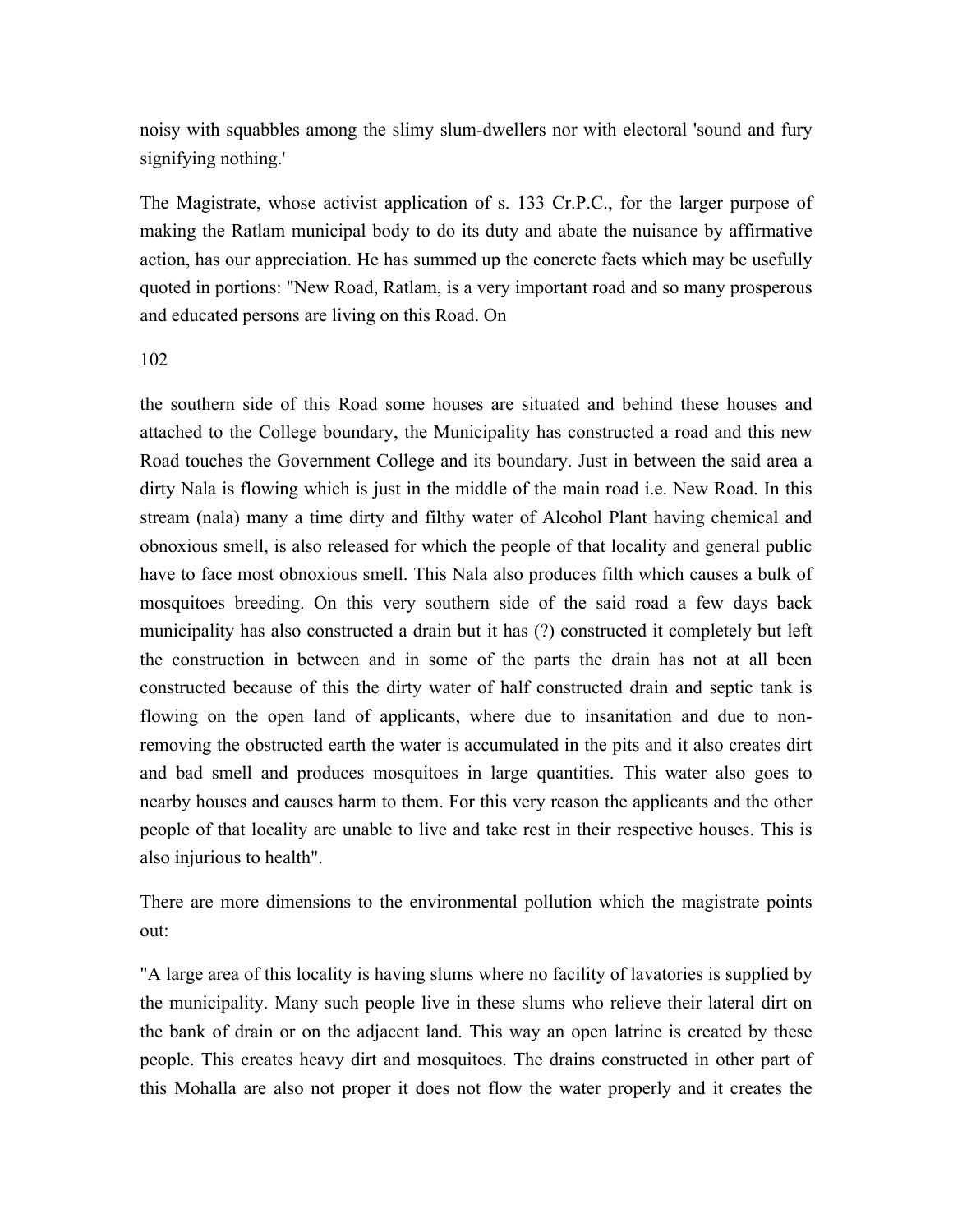noisy with squabbles among the slimy slum-dwellers nor with electoral 'sound and fury signifying nothing.'

The Magistrate, whose activist application of s. 133 Cr.P.C., for the larger purpose of making the Ratlam municipal body to do its duty and abate the nuisance by affirmative action, has our appreciation. He has summed up the concrete facts which may be usefully quoted in portions: "New Road, Ratlam, is a very important road and so many prosperous and educated persons are living on this Road. On

the southern side of this Road some houses are situated and behind these houses and attached to the College boundary, the Municipality has constructed a road and this new Road touches the Government College and its boundary. Just in between the said area a dirty Nala is flowing which is just in the middle of the main road i.e. New Road. In this stream (nala) many a time dirty and filthy water of Alcohol Plant having chemical and obnoxious smell, is also released for which the people of that locality and general public have to face most obnoxious smell. This Nala also produces filth which causes a bulk of mosquitoes breeding. On this very southern side of the said road a few days back municipality has also constructed a drain but it has (?) constructed it completely but left the construction in between and in some of the parts the drain has not at all been constructed because of this the dirty water of half constructed drain and septic tank is flowing on the open land of applicants, where due to insanitation and due to non-removing the obstructed earth the water is accumulated in the pits and it also creates dirt and bad smell and produces mosquitoes in large quantities. This water also goes to nearby houses and causes harm to them. For this very reason the applicants and the other people of that locality are unable to live and take rest in their respective houses. This is also injurious to health".

There are more dimensions to the environmental pollution which the magistrate points out:

"A large area of this locality is having slums where no facility of lavatories is supplied by the municipality. Many such people live in these slums who relieve their lateral dirt on the bank of drain or on the adjacent land. This way an open latrine is created by these people. This creates heavy dirt and mosquitoes. The drains constructed in other part of this Mohalla are also not proper it does not flow the water properly and it creates the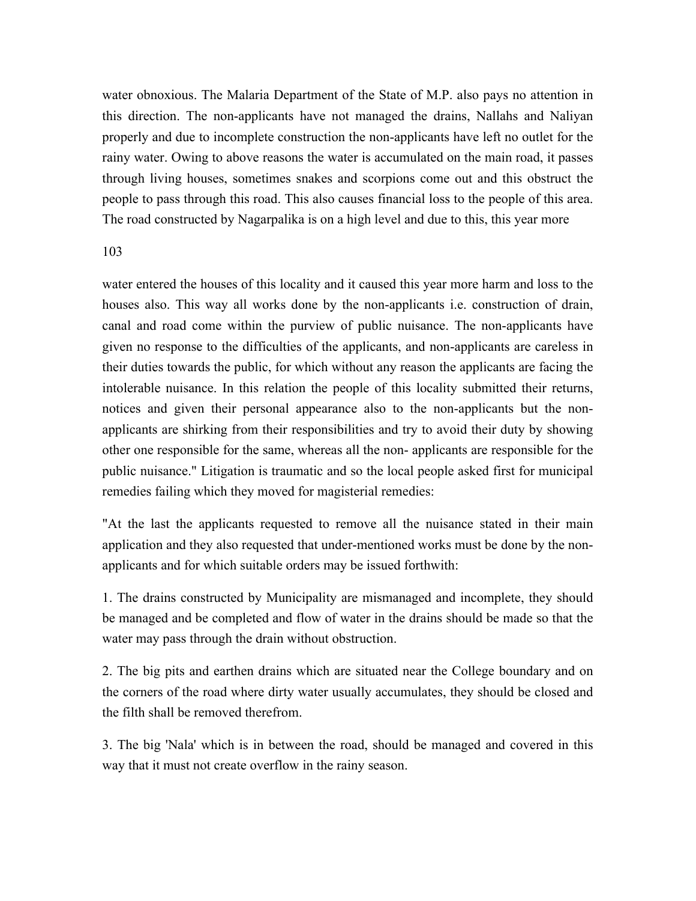water obnoxious. The Malaria Department of the State of M.P. also pays no attention in this direction. The non-applicants have not managed the drains, Nallahs and Naliyan properly and due to incomplete construction the non-applicants have left no outlet for the rainy water. Owing to above reasons the water is accumulated on the main road, it passes through living houses, sometimes snakes and scorpions come out and this obstruct the people to pass through this road. This also causes financial loss to the people of this area. The road constructed by Nagarpalika is on a high level and due to this, this year more

water entered the houses of this locality and it caused this year more harm and loss to the houses also. This way all works done by the non-applicants i.e. construction of drain, canal and road come within the purview of public nuisance. The non-applicants have given no response to the difficulties of the applicants, and non-applicants are careless in their duties towards the public, for which without any reason the applicants are facing the intolerable nuisance. In this relation the people of this locality submitted their returns, notices and given their personal appearance also to the non-applicants but the non-applicants are shirking from their responsibilities and try to avoid their duty by showing other one responsible for the same, whereas all the non- applicants are responsible for the public nuisance." Litigation is traumatic and so the local people asked first for municipal remedies failing which they moved for magisterial remedies:

"At the last the applicants requested to remove all the nuisance stated in their main application and they also requested that under-mentioned works must be done by the non-applicants and for which suitable orders may be issued forthwith:

1. The drains constructed by Municipality are mismanaged and incomplete, they should be managed and be completed and flow of water in the drains should be made so that the water may pass through the drain without obstruction.

2. The big pits and earthen drains which are situated near the College boundary and on the corners of the road where dirty water usually accumulates, they should be closed and the filth shall be removed therefrom.

3. The big 'Nala' which is in between the road, should be managed and covered in this way that it must not create overflow in the rainy season.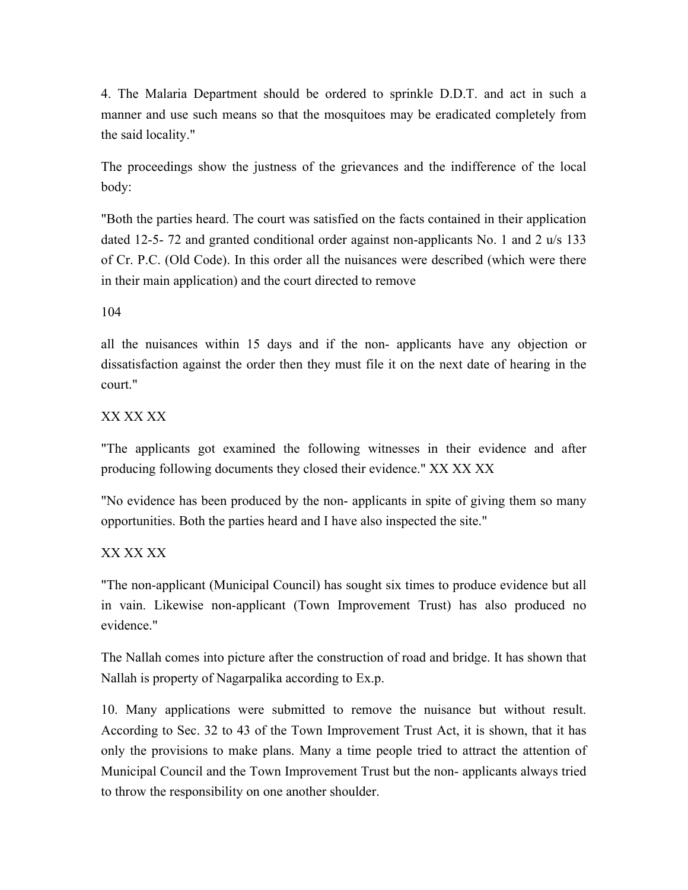4. The Malaria Department should be ordered to sprinkle D.D.T. and act in such a manner and use such means so that the mosquitoes may be eradicated completely from the said locality."

The proceedings show the justness of the grievances and the indifference of the local body:

"Both the parties heard. The court was satisfied on the facts contained in their application dated 12-5- 72 and granted conditional order against non-applicants No. 1 and 2 u/s 133 of Cr. P.C. (Old Code). In this order all the nuisances were described (which were there in their main application) and the court directed to remove all the nuisances within 15 days and if the non- applicants have any objection or dissatisfaction against the order then they must file it on the next date of hearing in the court."

XX XX XX

"The applicants got examined the following witnesses in their evidence and after producing following documents they closed their evidence." XX XX XX

"No evidence has been produced by the non- applicants in spite of giving them so many opportunities. Both the parties heard and I have also inspected the site."

XX XX XX

"The non-applicant (Municipal Council) has sought six times to produce evidence but all in vain. Likewise non-applicant (Town Improvement Trust) has also produced no evidence."

The Nallah comes into picture after the construction of road and bridge. It has shown that Nallah is property of Nagarpalika according to Ex.p.

10. Many applications were submitted to remove the nuisance but without result. According to Sec. 32 to 43 of the Town Improvement Trust Act, it is shown, that it has only the provisions to make plans. Many a time people tried to attract the attention of Municipal Council and the Town Improvement Trust but the non- applicants always tried to throw the responsibility on one another shoulder.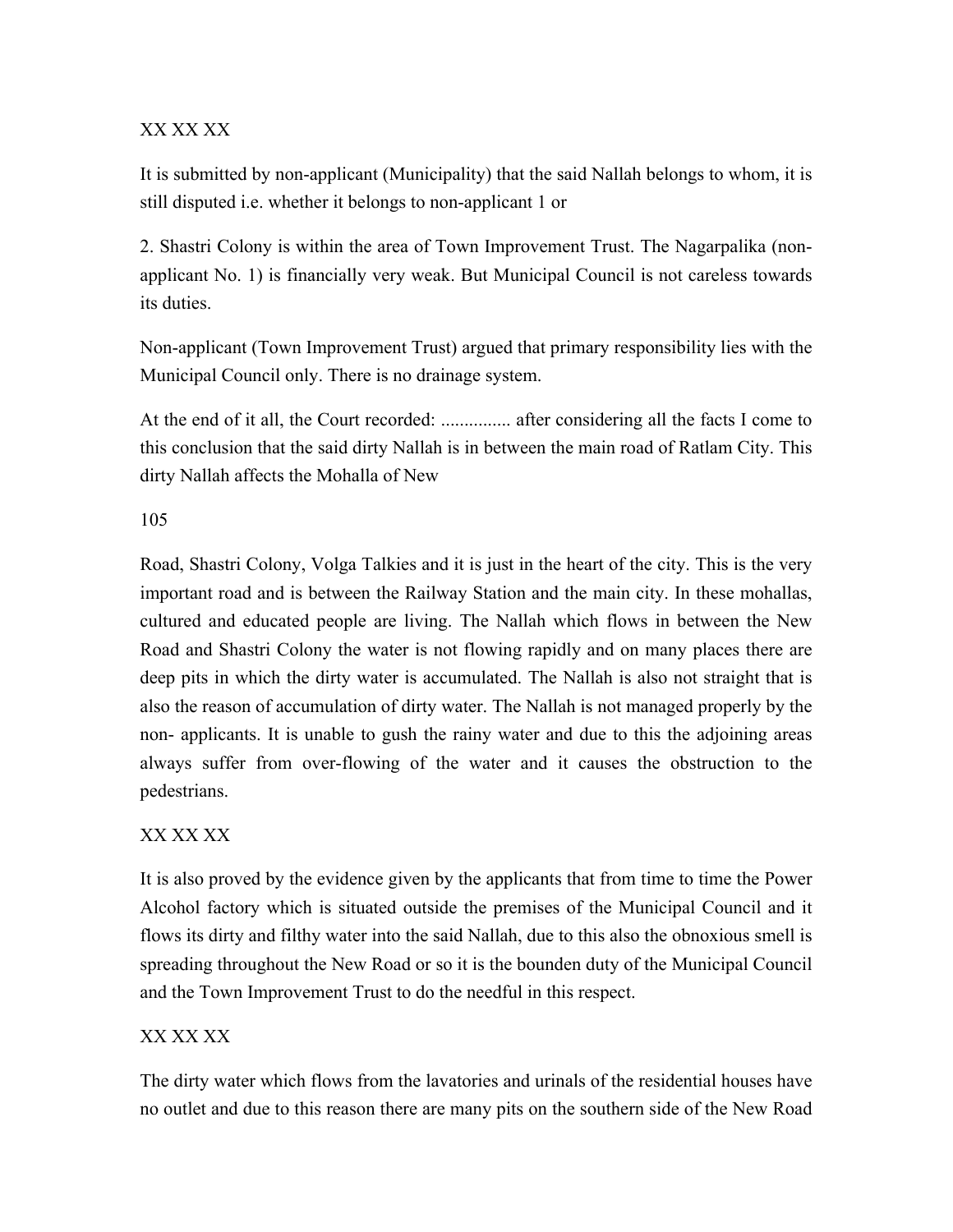XX XX XX

It is submitted by non-applicant (Municipality) that the said Nallah belongs to whom, it is still disputed i.e. whether it belongs to non-applicant 1 or

2. Shastri Colony is within the area of Town Improvement Trust. The Nagarpalika (non-applicant No. 1) is financially very weak. But Municipal Council is not careless towards its duties.

Non-applicant (Town Improvement Trust) argued that primary responsibility lies with the Municipal Council only. There is no drainage system.

At the end of it all, the Court recorded: ............... after considering all the facts I come to this conclusion that the said dirty Nallah is in between the main road of Ratlam City. This dirty Nallah affects the Mohalla of New

105

Road, Shastri Colony, Volga Talkies and it is just in the heart of the city. This is the very important road and is between the Railway Station and the main city. In these mohallas, cultured and educated people are living. The Nallah which flows in between the New Road and Shastri Colony the water is not flowing rapidly and on many places there are deep pits in which the dirty water is accumulated. The Nallah is also not straight that is also the reason of accumulation of dirty water. The Nallah is not managed properly by the non- applicants. It is unable to gush the rainy water and due to this the adjoining areas always suffer from over-flowing of the water and it causes the obstruction to the pedestrians.

XX XX XX

It is also proved by the evidence given by the applicants that from time to time the Power Alcohol factory which is situated outside the premises of the Municipal Council and it flows its dirty and filthy water into the said Nallah, due to this also the obnoxious smell is spreading throughout the New Road or so it is the bounden duty of the Municipal Council and the Town Improvement Trust to do the needful in this respect.

XX XX XX

The dirty water which flows from the lavatories and urinals of the residential houses have no outlet and due to this reason there are many pits on the southern side of the New Road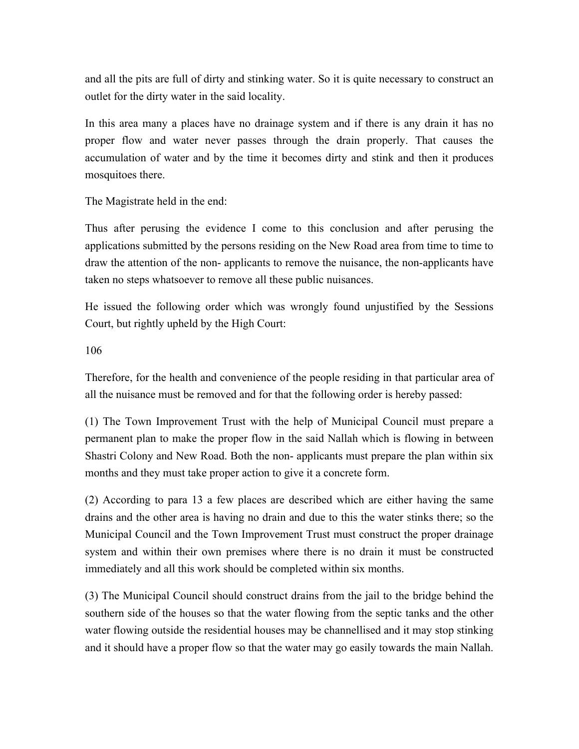and all the pits are full of dirty and stinking water. So it is quite necessary to construct an outlet for the dirty water in the said locality.

In this area many a places have no drainage system and if there is any drain it has no proper flow and water never passes through the drain properly. That causes the accumulation of water and by the time it becomes dirty and stink and then it produces mosquitoes there.

The Magistrate held in the end:

Thus after perusing the evidence I come to this conclusion and after perusing the applications submitted by the persons residing on the New Road area from time to time to draw the attention of the non- applicants to remove the nuisance, the non-applicants have taken no steps whatsoever to remove all these public nuisances.

He issued the following order which was wrongly found unjustified by the Sessions Court, but rightly upheld by the High Court:

106

Therefore, for the health and convenience of the people residing in that particular area of all the nuisance must be removed and for that the following order is hereby passed:

(1) The Town Improvement Trust with the help of Municipal Council must prepare a permanent plan to make the proper flow in the said Nallah which is flowing in between Shastri Colony and New Road. Both the non- applicants must prepare the plan within six months and they must take proper action to give it a concrete form.

(2) According to para 13 a few places are described which are either having the same drains and the other area is having no drain and due to this the water stinks there; so the Municipal Council and the Town Improvement Trust must construct the proper drainage system and within their own premises where there is no drain it must be constructed immediately and all this work should be completed within six months.

(3) The Municipal Council should construct drains from the jail to the bridge behind the southern side of the houses so that the water flowing from the septic tanks and the other water flowing outside the residential houses may be channellised and it may stop stinking and it should have a proper flow so that the water may go easily towards the main Nallah.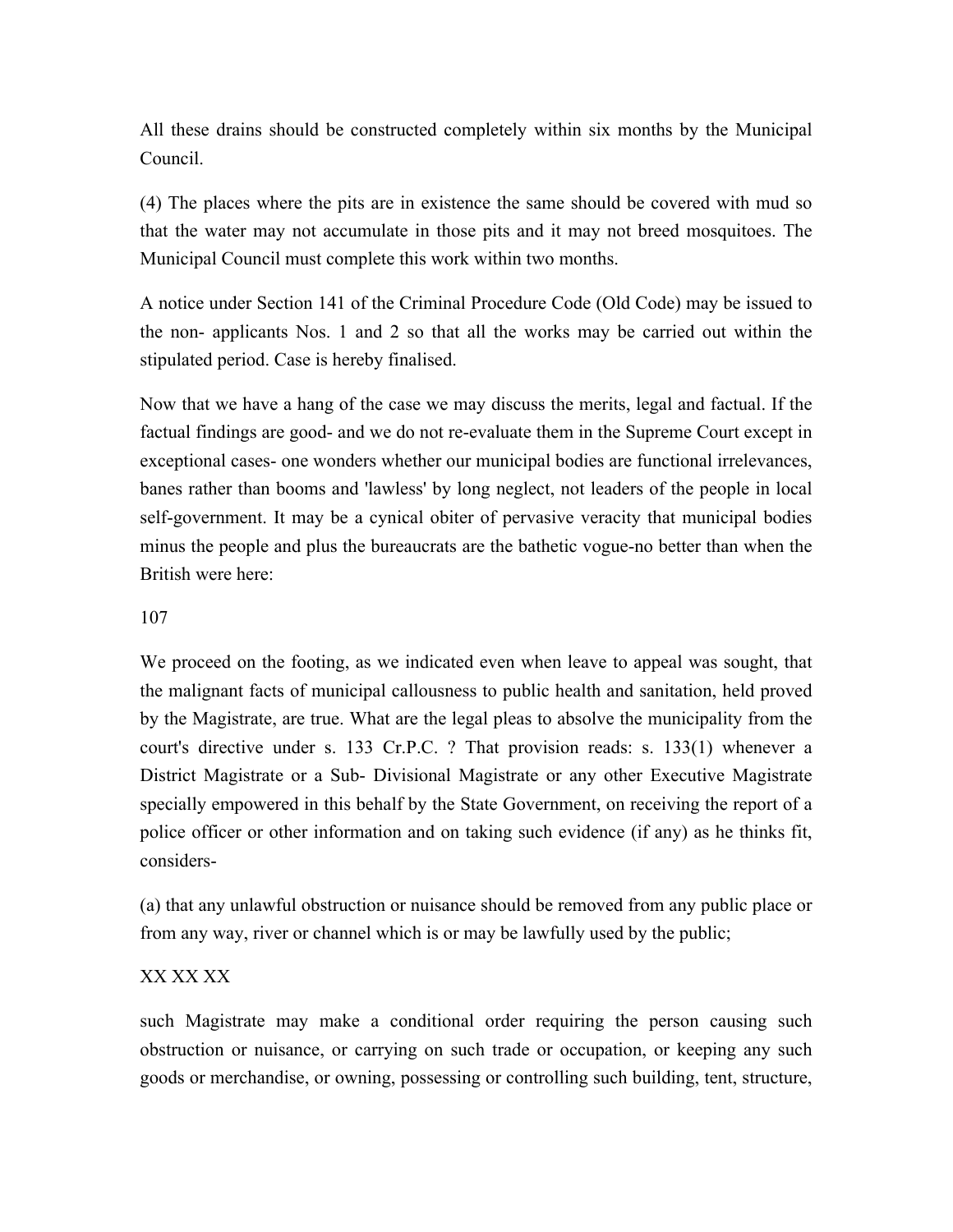All these drains should be constructed completely within six months by the Municipal Council.

(4) The places where the pits are in existence the same should be covered with mud so that the water may not accumulate in those pits and it may not breed mosquitoes. The Municipal Council must complete this work within two months.

A notice under Section 141 of the Criminal Procedure Code (Old Code) may be issued to the non- applicants Nos. 1 and 2 so that all the works may be carried out within the stipulated period. Case is hereby finalised.

Now that we have a hang of the case we may discuss the merits, legal and factual. If the factual findings are good- and we do not re-evaluate them in the Supreme Court except in exceptional cases- one wonders whether our municipal bodies are functional irrelevances, banes rather than booms and 'lawless' by long neglect, not leaders of the people in local self-government. It may be a cynical obiter of pervasive veracity that municipal bodies minus the people and plus the bureaucrats are the bathetic vogue-no better than when the British were here:

107

We proceed on the footing, as we indicated even when leave to appeal was sought, that the malignant facts of municipal callousness to public health and sanitation, held proved by the Magistrate, are true. What are the legal pleas to absolve the municipality from the court's directive under s. 133 Cr.P.C. ? That provision reads: s. 133(1) whenever a District Magistrate or a Sub- Divisional Magistrate or any other Executive Magistrate specially empowered in this behalf by the State Government, on receiving the report of a police officer or other information and on taking such evidence (if any) as he thinks fit, considers-

(a) that any unlawful obstruction or nuisance should be removed from any public place or from any way, river or channel which is or may be lawfully used by the public;

XX XX XX

such Magistrate may make a conditional order requiring the person causing such obstruction or nuisance, or carrying on such trade or occupation, or keeping any such goods or merchandise, or owning, possessing or controlling such building, tent, structure,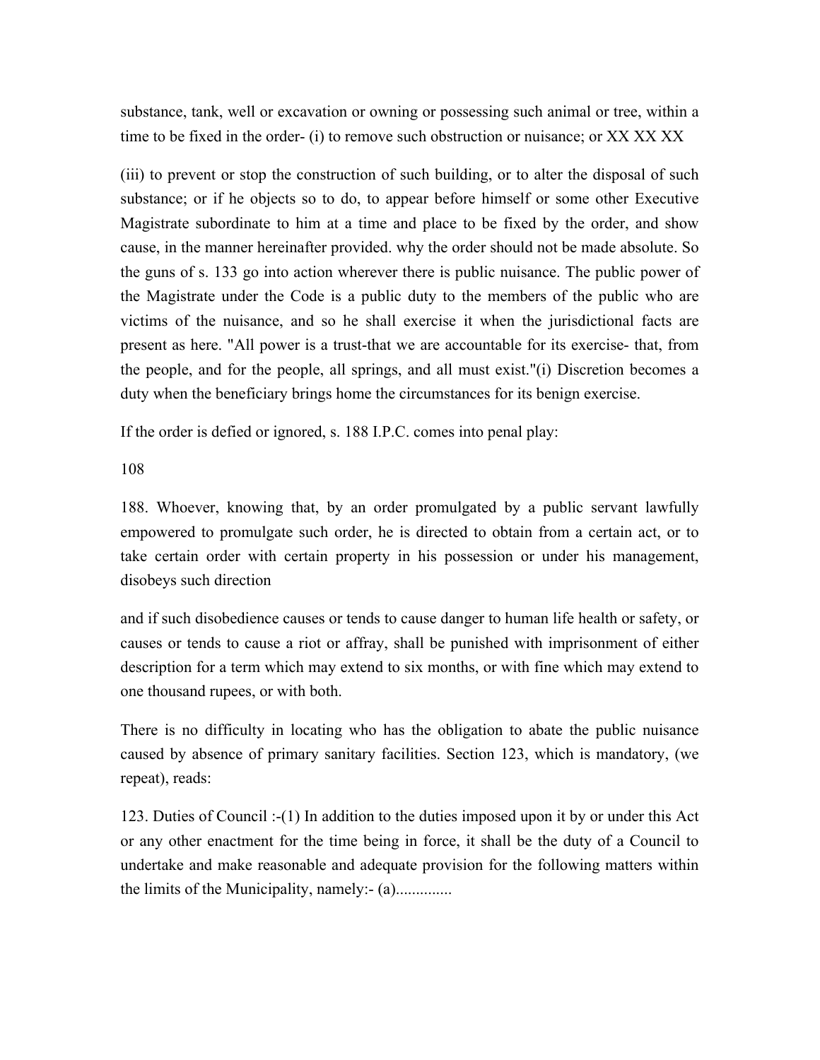substance, tank, well or excavation or owning or possessing such animal or tree, within a time to be fixed in the order- (i) to remove such obstruction or nuisance; or XX XX XX

(iii) to prevent or stop the construction of such building, or to alter the disposal of such substance; or if he objects so to do, to appear before himself or some other Executive Magistrate subordinate to him at a time and place to be fixed by the order, and show cause, in the manner hereinafter provided. why the order should not be made absolute. So the guns of s. 133 go into action wherever there is public nuisance. The public power of the Magistrate under the Code is a public duty to the members of the public who are victims of the nuisance, and so he shall exercise it when the jurisdictional facts are present as here. "All power is a trust-that we are accountable for its exercise- that, from the people, and for the people, all springs, and all must exist."(i) Discretion becomes a duty when the beneficiary brings home the circumstances for its benign exercise.

If the order is defied or ignored, s. 188 I.P.C. comes into penal play:

108

188. Whoever, knowing that, by an order promulgated by a public servant lawfully empowered to promulgate such order, he is directed to obtain from a certain act, or to take certain order with certain property in his possession or under his management, disobeys such direction

and if such disobedience causes or tends to cause danger to human life health or safety, or causes or tends to cause a riot or affray, shall be punished with imprisonment of either description for a term which may extend to six months, or with fine which may extend to one thousand rupees, or with both.

There is no difficulty in locating who has the obligation to abate the public nuisance caused by absence of primary sanitary facilities. Section 123, which is mandatory, (we repeat), reads:

123. Duties of Council :-(1) In addition to the duties imposed upon it by or under this Act or any other enactment for the time being in force, it shall be the duty of a Council to undertake and make reasonable and adequate provision for the following matters within the limits of the Municipality, namely:- (a)..............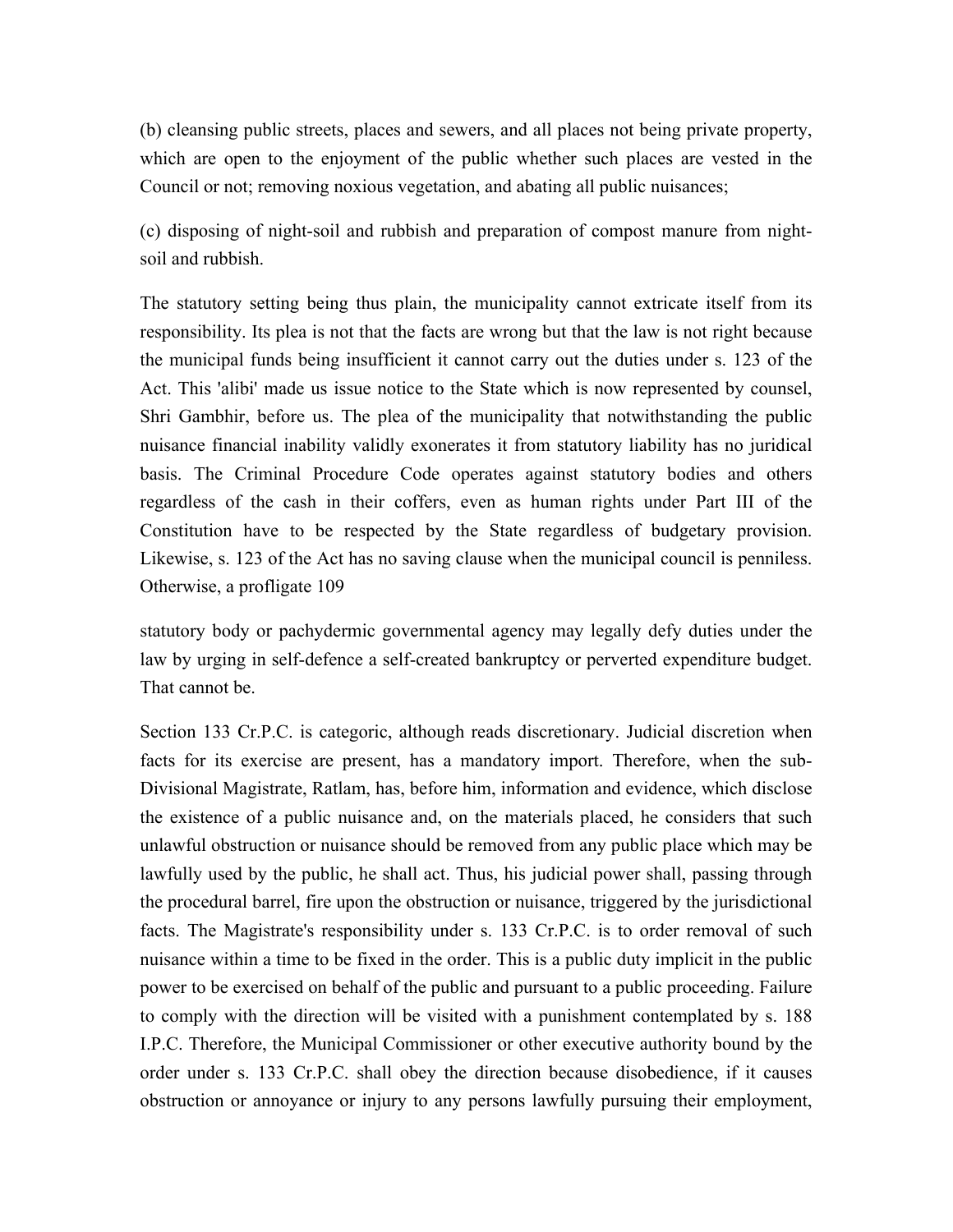(b) cleansing public streets, places and sewers, and all places not being private property, which are open to the enjoyment of the public whether such places are vested in the Council or not; removing noxious vegetation, and abating all public nuisances;

(c) disposing of night-soil and rubbish and preparation of compost manure from night-soil and rubbish.

The statutory setting being thus plain, the municipality cannot extricate itself from its responsibility. Its plea is not that the facts are wrong but that the law is not right because the municipal funds being insufficient it cannot carry out the duties under s. 123 of the Act. This 'alibi' made us issue notice to the State which is now represented by counsel, Shri Gambhir, before us. The plea of the municipality that notwithstanding the public nuisance financial inability validly exonerates it from statutory liability has no juridical basis. The Criminal Procedure Code operates against statutory bodies and others regardless of the cash in their coffers, even as human rights under Part III of the Constitution have to be respected by the State regardless of budgetary provision. Likewise, s. 123 of the Act has no saving clause when the municipal council is penniless. Otherwise, a profligate 109

statutory body or pachydermic governmental agency may legally defy duties under the law by urging in self-defence a self-created bankruptcy or perverted expenditure budget. That cannot be.

Section 133 Cr.P.C. is categoric, although reads discretionary. Judicial discretion when facts for its exercise are present, has a mandatory import. Therefore, when the sub-Divisional Magistrate, Ratlam, has, before him, information and evidence, which disclose the existence of a public nuisance and, on the materials placed, he considers that such unlawful obstruction or nuisance should be removed from any public place which may be lawfully used by the public, he shall act. Thus, his judicial power shall, passing through the procedural barrel, fire upon the obstruction or nuisance, triggered by the jurisdictional facts. The Magistrate's responsibility under s. 133 Cr.P.C. is to order removal of such nuisance within a time to be fixed in the order. This is a public duty implicit in the public power to be exercised on behalf of the public and pursuant to a public proceeding. Failure to comply with the direction will be visited with a punishment contemplated by s. 188 I.P.C. Therefore, the Municipal Commissioner or other executive authority bound by the order under s. 133 Cr.P.C. shall obey the direction because disobedience, if it causes obstruction or annoyance or injury to any persons lawfully pursuing their employment,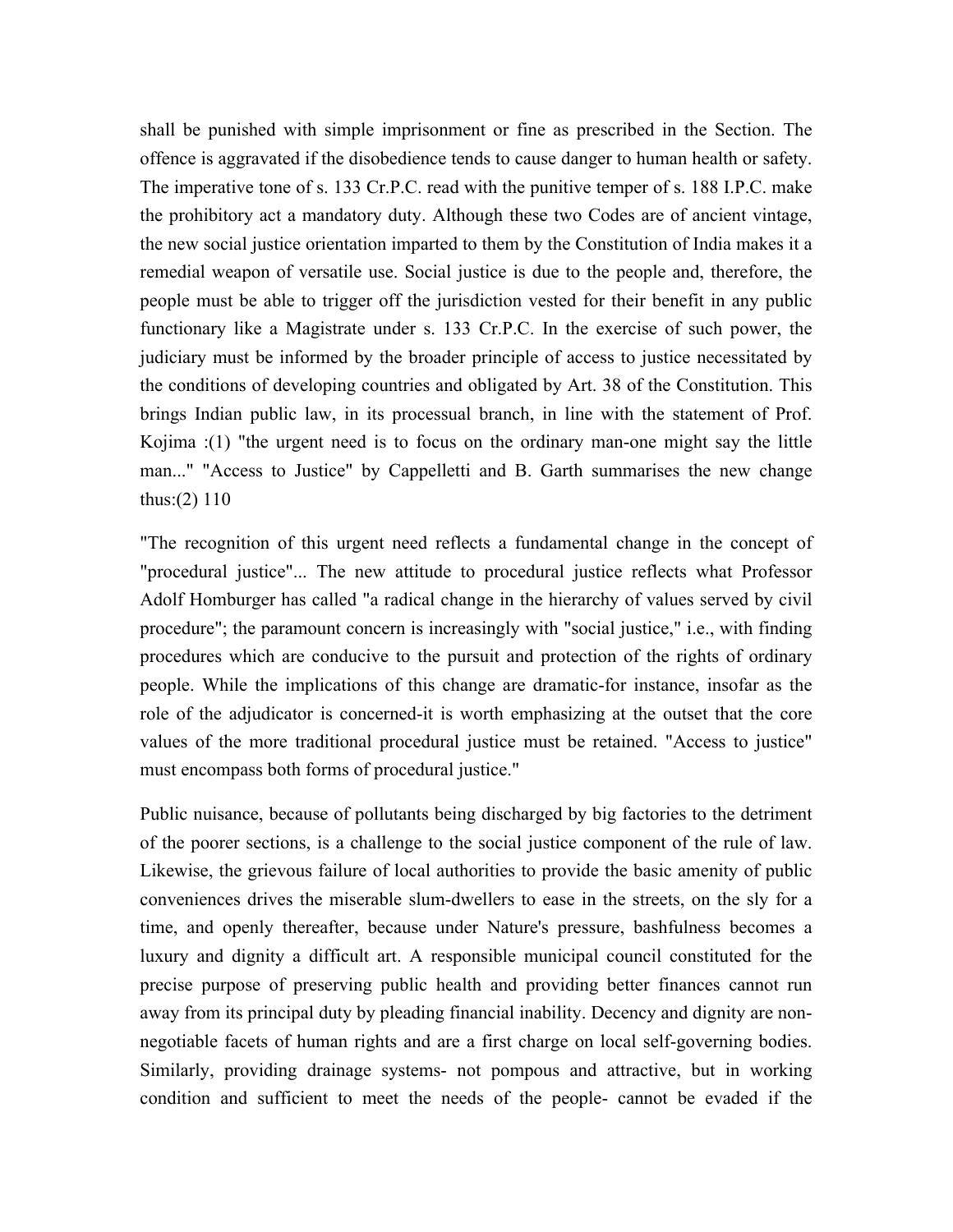shall be punished with simple imprisonment or fine as prescribed in the Section. The offence is aggravated if the disobedience tends to cause danger to human health or safety. The imperative tone of s. 133 Cr.P.C. read with the punitive temper of s. 188 I.P.C. make the prohibitory act a mandatory duty. Although these two Codes are of ancient vintage, the new social justice orientation imparted to them by the Constitution of India makes it a remedial weapon of versatile use. Social justice is due to the people and, therefore, the people must be able to trigger off the jurisdiction vested for their benefit in any public functionary like a Magistrate under s. 133 Cr.P.C. In the exercise of such power, the judiciary must be informed by the broader principle of access to justice necessitated by the conditions of developing countries and obligated by Art. 38 of the Constitution. This brings Indian public law, in its processual branch, in line with the statement of Prof. Kojima :(1) "the urgent need is to focus on the ordinary man-one might say the little man..." "Access to Justice" by Cappelletti and B. Garth summarises the new change thus:(2) 110

"The recognition of this urgent need reflects a fundamental change in the concept of "procedural justice"... The new attitude to procedural justice reflects what Professor Adolf Homburger has called "a radical change in the hierarchy of values served by civil procedure"; the paramount concern is increasingly with "social justice," i.e., with finding procedures which are conducive to the pursuit and protection of the rights of ordinary people. While the implications of this change are dramatic-for instance, insofar as the role of the adjudicator is concerned-it is worth emphasizing at the outset that the core values of the more traditional procedural justice must be retained. "Access to justice" must encompass both forms of procedural justice."

Public nuisance, because of pollutants being discharged by big factories to the detriment of the poorer sections, is a challenge to the social justice component of the rule of law. Likewise, the grievous failure of local authorities to provide the basic amenity of public conveniences drives the miserable slum-dwellers to ease in the streets, on the sly for a time, and openly thereafter, because under Nature's pressure, bashfulness becomes a luxury and dignity a difficult art. A responsible municipal council constituted for the precise purpose of preserving public health and providing better finances cannot run away from its principal duty by pleading financial inability. Decency and dignity are non-negotiable facets of human rights and are a first charge on local self-governing bodies. Similarly, providing drainage systems- not pompous and attractive, but in working condition and sufficient to meet the needs of the people- cannot be evaded if the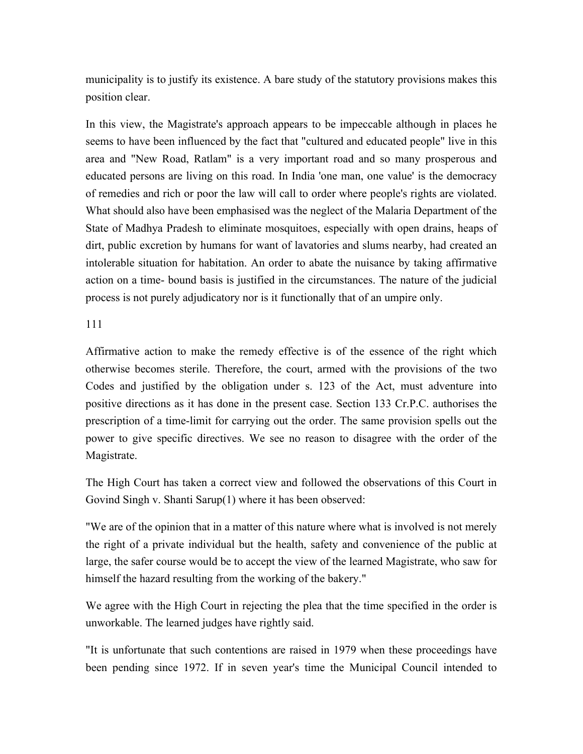municipality is to justify its existence. A bare study of the statutory provisions makes this position clear.

In this view, the Magistrate's approach appears to be impeccable although in places he seems to have been influenced by the fact that "cultured and educated people" live in this area and "New Road, Ratlam" is a very important road and so many prosperous and educated persons are living on this road. In India 'one man, one value' is the democracy of remedies and rich or poor the law will call to order where people's rights are violated. What should also have been emphasised was the neglect of the Malaria Department of the State of Madhya Pradesh to eliminate mosquitoes, especially with open drains, heaps of dirt, public excretion by humans for want of lavatories and slums nearby, had created an intolerable situation for habitation. An order to abate the nuisance by taking affirmative action on a time- bound basis is justified in the circumstances. The nature of the judicial process is not purely adjudicatory nor is it functionally that of an umpire only.

Affirmative action to make the remedy effective is of the essence of the right which otherwise becomes sterile. Therefore, the court, armed with the provisions of the two Codes and justified by the obligation under s. 123 of the Act, must adventure into positive directions as it has done in the present case. Section 133 Cr.P.C. authorises the prescription of a time-limit for carrying out the order. The same provision spells out the power to give specific directives. We see no reason to disagree with the order of the Magistrate.

The High Court has taken a correct view and followed the observations of this Court in Govind Singh v. Shanti Sarup(1) where it has been observed:

"We are of the opinion that in a matter of this nature where what is involved is not merely the right of a private individual but the health, safety and convenience of the public at large, the safer course would be to accept the view of the learned Magistrate, who saw for himself the hazard resulting from the working of the bakery."

We agree with the High Court in rejecting the plea that the time specified in the order is unworkable. The learned judges have rightly said.

"It is unfortunate that such contentions are raised in 1979 when these proceedings have been pending since 1972. If in seven year's time the Municipal Council intended to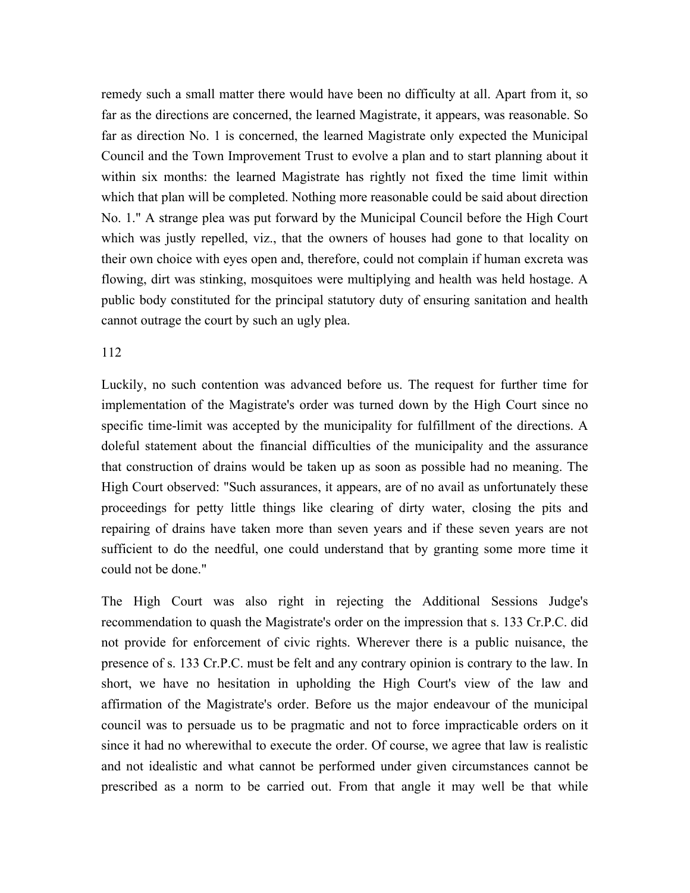remedy such a small matter there would have been no difficulty at all. Apart from it, so far as the directions are concerned, the learned Magistrate, it appears, was reasonable. So far as direction No. 1 is concerned, the learned Magistrate only expected the Municipal Council and the Town Improvement Trust to evolve a plan and to start planning about it within six months: the learned Magistrate has rightly not fixed the time limit within which that plan will be completed. Nothing more reasonable could be said about direction No. 1." A strange plea was put forward by the Municipal Council before the High Court which was justly repelled, viz., that the owners of houses had gone to that locality on their own choice with eyes open and, therefore, could not complain if human excreta was flowing, dirt was stinking, mosquitoes were multiplying and health was held hostage. A public body constituted for the principal statutory duty of ensuring sanitation and health cannot outrage the court by such an ugly plea.

112

Luckily, no such contention was advanced before us. The request for further time for implementation of the Magistrate's order was turned down by the High Court since no specific time-limit was accepted by the municipality for fulfillment of the directions. A doleful statement about the financial difficulties of the municipality and the assurance that construction of drains would be taken up as soon as possible had no meaning. The High Court observed: "Such assurances, it appears, are of no avail as unfortunately these proceedings for petty little things like clearing of dirty water, closing the pits and repairing of drains have taken more than seven years and if these seven years are not sufficient to do the needful, one could understand that by granting some more time it could not be done."

The High Court was also right in rejecting the Additional Sessions Judge's recommendation to quash the Magistrate's order on the impression that s. 133 Cr.P.C. did not provide for enforcement of civic rights. Wherever there is a public nuisance, the presence of s. 133 Cr.P.C. must be felt and any contrary opinion is contrary to the law. In short, we have no hesitation in upholding the High Court's view of the law and affirmation of the Magistrate's order. Before us the major endeavour of the municipal council was to persuade us to be pragmatic and not to force impracticable orders on it since it had no wherewithal to execute the order. Of course, we agree that law is realistic and not idealistic and what cannot be performed under given circumstances cannot be prescribed as a norm to be carried out. From that angle it may well be that while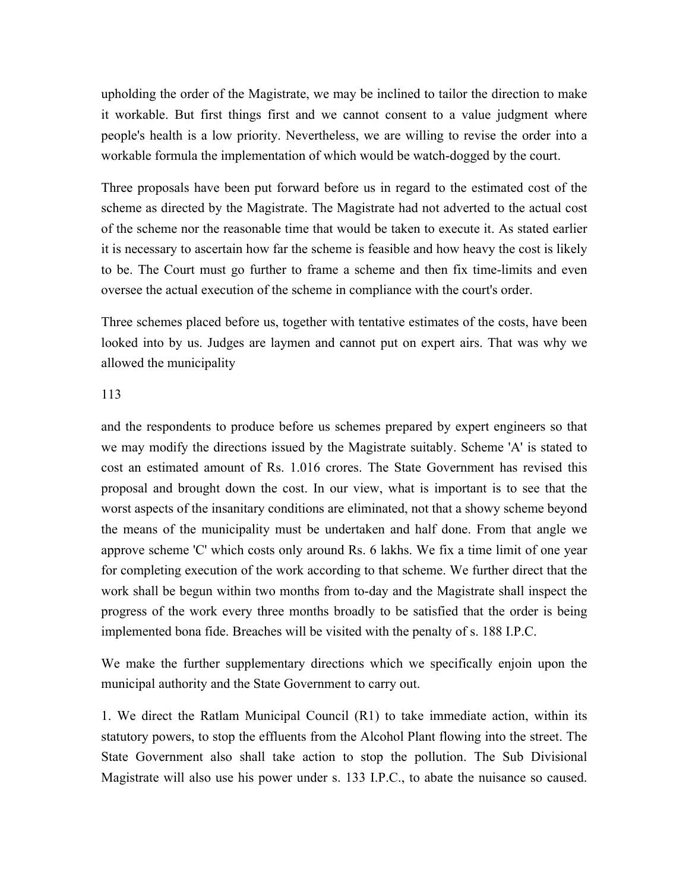upholding the order of the Magistrate, we may be inclined to tailor the direction to make it workable. But first things first and we cannot consent to a value judgment where people's health is a low priority. Nevertheless, we are willing to revise the order into a workable formula the implementation of which would be watch-dogged by the court.

Three proposals have been put forward before us in regard to the estimated cost of the scheme as directed by the Magistrate. The Magistrate had not adverted to the actual cost of the scheme nor the reasonable time that would be taken to execute it. As stated earlier it is necessary to ascertain how far the scheme is feasible and how heavy the cost is likely to be. The Court must go further to frame a scheme and then fix time-limits and even oversee the actual execution of the scheme in compliance with the court's order.

Three schemes placed before us, together with tentative estimates of the costs, have been looked into by us. Judges are laymen and cannot put on expert airs. That was why we allowed the municipality

113

and the respondents to produce before us schemes prepared by expert engineers so that we may modify the directions issued by the Magistrate suitably. Scheme 'A' is stated to cost an estimated amount of Rs. 1.016 crores. The State Government has revised this proposal and brought down the cost. In our view, what is important is to see that the worst aspects of the insanitary conditions are eliminated, not that a showy scheme beyond the means of the municipality must be undertaken and half done. From that angle we approve scheme 'C' which costs only around Rs. 6 lakhs. We fix a time limit of one year for completing execution of the work according to that scheme. We further direct that the work shall be begun within two months from to-day and the Magistrate shall inspect the progress of the work every three months broadly to be satisfied that the order is being implemented bona fide. Breaches will be visited with the penalty of s. 188 I.P.C.

We make the further supplementary directions which we specifically enjoin upon the municipal authority and the State Government to carry out.

1. We direct the Ratlam Municipal Council (R1) to take immediate action, within its statutory powers, to stop the effluents from the Alcohol Plant flowing into the street. The State Government also shall take action to stop the pollution. The Sub Divisional Magistrate will also use his power under s. 133 I.P.C., to abate the nuisance so caused.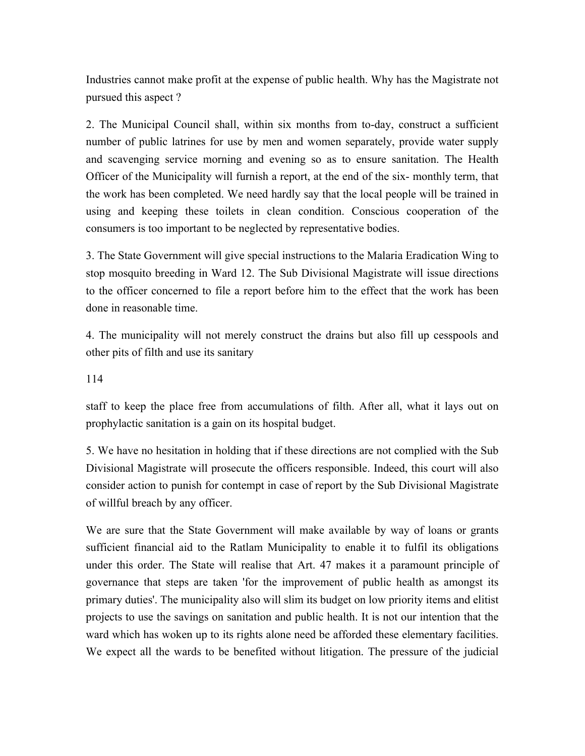Industries cannot make profit at the expense of public health. Why has the Magistrate not pursued this aspect ?

2. The Municipal Council shall, within six months from to-day, construct a sufficient number of public latrines for use by men and women separately, provide water supply and scavenging service morning and evening so as to ensure sanitation. The Health Officer of the Municipality will furnish a report, at the end of the six- monthly term, that the work has been completed. We need hardly say that the local people will be trained in using and keeping these toilets in clean condition. Conscious cooperation of the consumers is too important to be neglected by representative bodies.

3. The State Government will give special instructions to the Malaria Eradication Wing to stop mosquito breeding in Ward 12. The Sub Divisional Magistrate will issue directions to the officer concerned to file a report before him to the effect that the work has been done in reasonable time.

4. The municipality will not merely construct the drains but also fill up cesspools and other pits of filth and use its sanitary

114

staff to keep the place free from accumulations of filth. After all, what it lays out on prophylactic sanitation is a gain on its hospital budget.

5. We have no hesitation in holding that if these directions are not complied with the Sub Divisional Magistrate will prosecute the officers responsible. Indeed, this court will also consider action to punish for contempt in case of report by the Sub Divisional Magistrate of willful breach by any officer.

We are sure that the State Government will make available by way of loans or grants sufficient financial aid to the Ratlam Municipality to enable it to fulfil its obligations under this order. The State will realise that Art. 47 makes it a paramount principle of governance that steps are taken 'for the improvement of public health as amongst its primary duties'. The municipality also will slim its budget on low priority items and elitist projects to use the savings on sanitation and public health. It is not our intention that the ward which has woken up to its rights alone need be afforded these elementary facilities. We expect all the wards to be benefited without litigation. The pressure of the judicial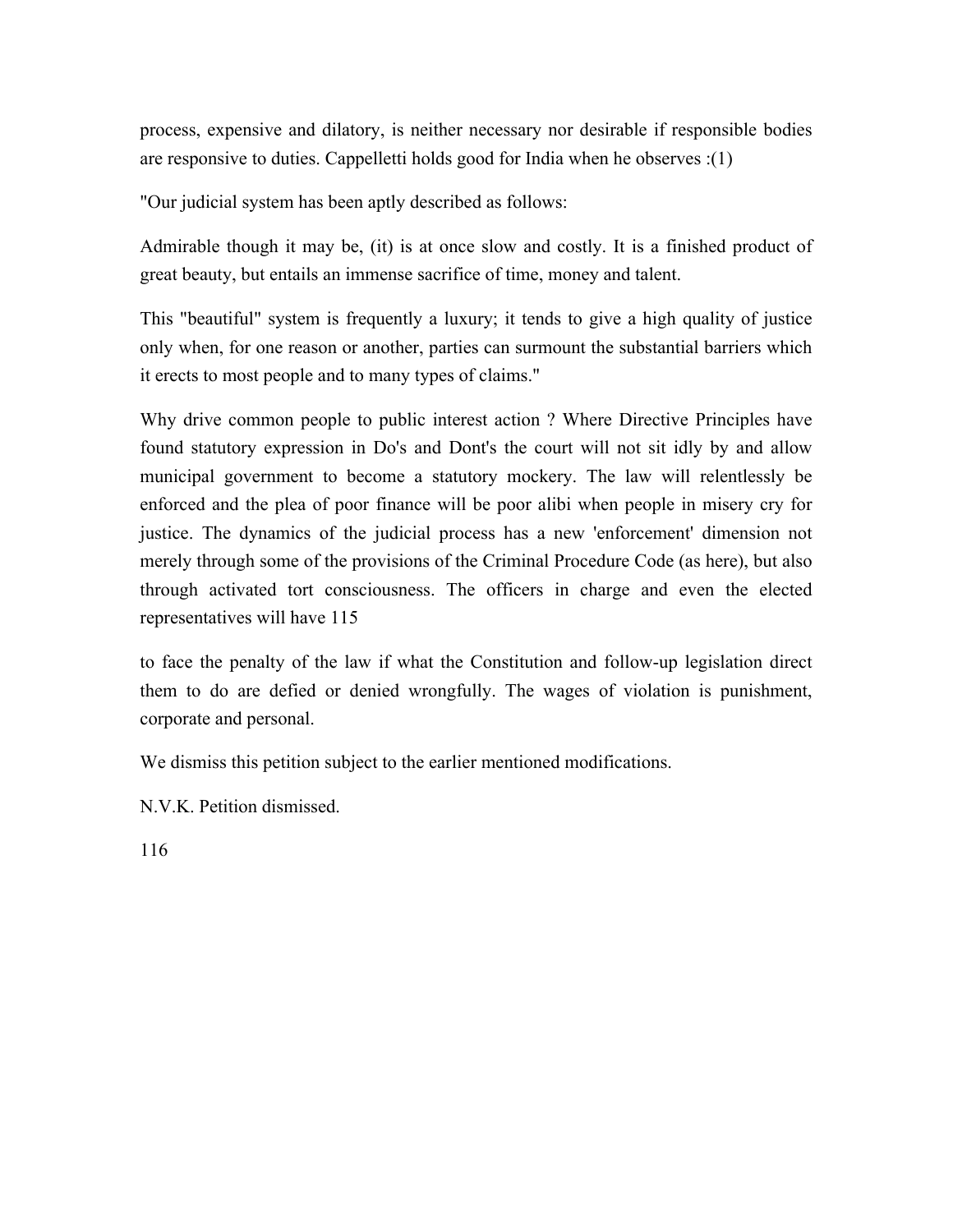process, expensive and dilatory, is neither necessary nor desirable if responsible bodies are responsive to duties. Cappelletti holds good for India when he observes :(1)

"Our judicial system has been aptly described as follows:

Admirable though it may be, (it) is at once slow and costly. It is a finished product of great beauty, but entails an immense sacrifice of time, money and talent.

This "beautiful" system is frequently a luxury; it tends to give a high quality of justice only when, for one reason or another, parties can surmount the substantial barriers which it erects to most people and to many types of claims."

Why drive common people to public interest action ? Where Directive Principles have found statutory expression in Do's and Dont's the court will not sit idly by and allow municipal government to become a statutory mockery. The law will relentlessly be enforced and the plea of poor finance will be poor alibi when people in misery cry for justice. The dynamics of the judicial process has a new 'enforcement' dimension not merely through some of the provisions of the Criminal Procedure Code (as here), but also through activated tort consciousness. The officers in charge and even the elected representatives will have

to face the penalty of the law if what the Constitution and follow-up legislation direct them to do are defied or denied wrongfully. The wages of violation is punishment, corporate and personal.

We dismiss this petition subject to the earlier mentioned modifications.

N.V.K. Petition dismissed.